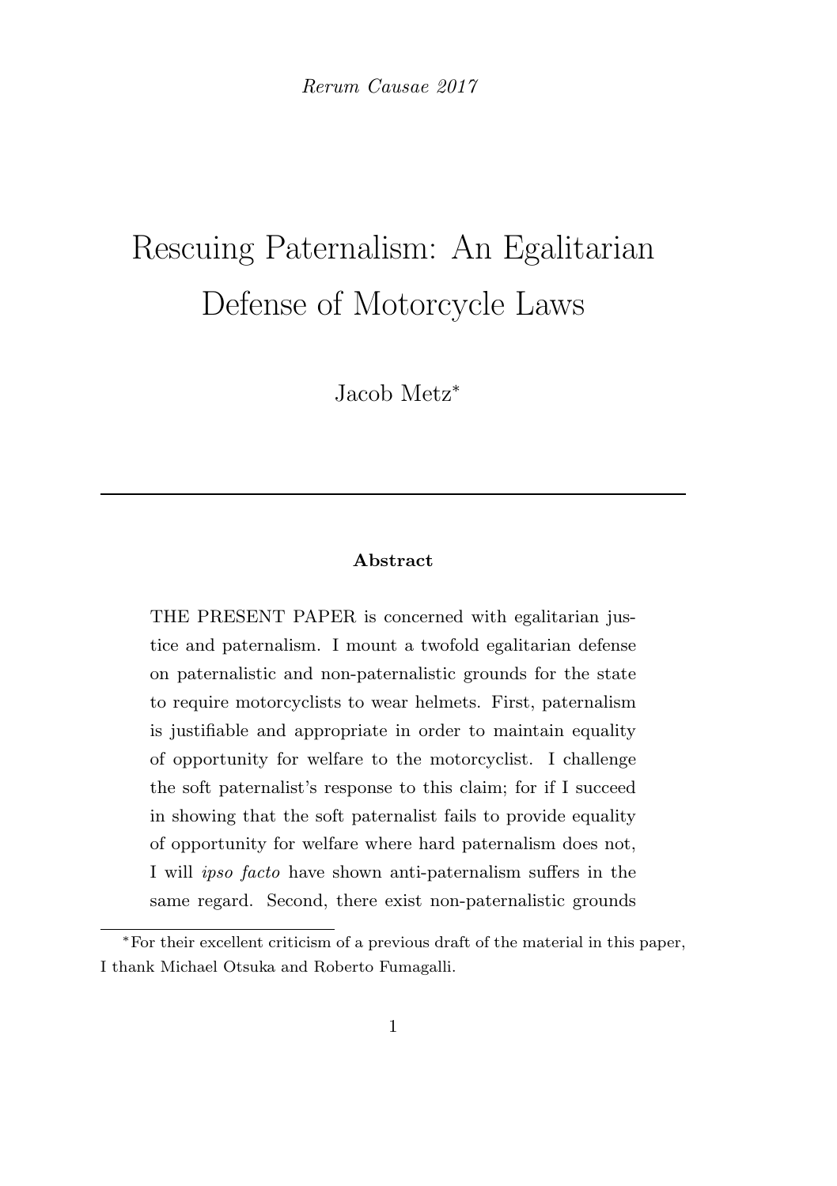*Rerum Causae 2017*

# Rescuing Paternalism: An Egalitarian Defense of Motorcycle Laws

Jacob Metz*

---

**Abstract**

THE PRESENT PAPER is concerned with egalitarian justice and paternalism. I mount a twofold egalitarian defense on paternalistic and non-paternalistic grounds for the state to require motorcyclists to wear helmets. First, paternalism is justifiable and appropriate in order to maintain equality of opportunity for welfare to the motorcyclist. I challenge the soft paternalist's response to this claim; for if I succeed in showing that the soft paternalist fails to provide equality of opportunity for welfare where hard paternalism does not, I will *ipso facto* have shown anti-paternalism suffers in the same regard. Second, there exist non-paternalistic grounds

*For their excellent criticism of a previous draft of the material in this paper, I thank Michael Otsuka and Roberto Fumagalli.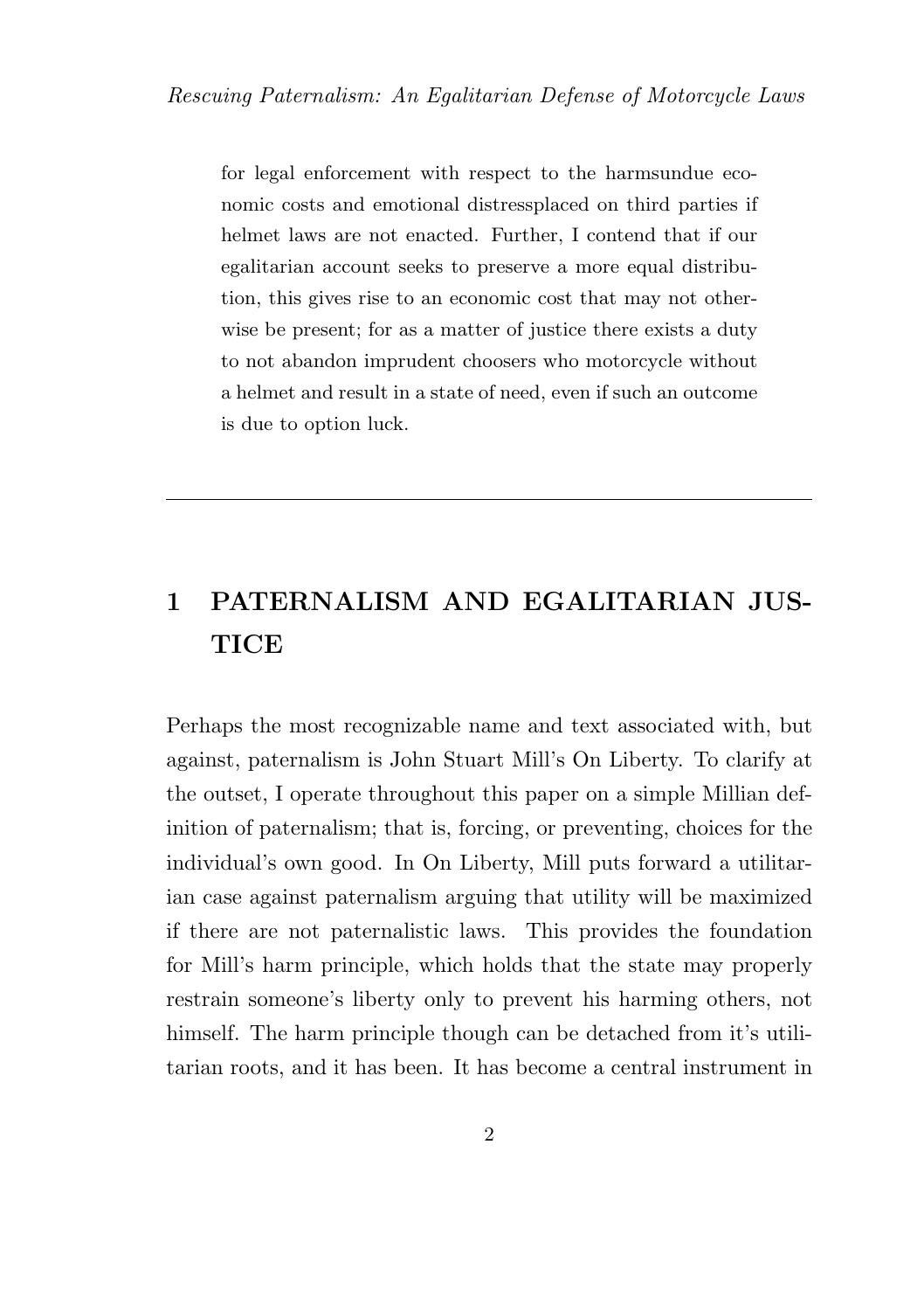for legal enforcement with respect to the harmsundue economic costs and emotional distressplaced on third parties if helmet laws are not enacted. Further, I contend that if our egalitarian account seeks to preserve a more equal distribution, this gives rise to an economic cost that may not otherwise be present; for as a matter of justice there exists a duty to not abandon imprudent choosers who motorcycle without a helmet and result in a state of need, even if such an outcome is due to option luck.

---

# 1 PATERNALISM AND EGALITARIAN JUSTICE

Perhaps the most recognizable name and text associated with, but against, paternalism is John Stuart Mill's On Liberty. To clarify at the outset, I operate throughout this paper on a simple Millian definition of paternalism; that is, forcing, or preventing, choices for the individual's own good. In On Liberty, Mill puts forward a utilitarian case against paternalism arguing that utility will be maximized if there are not paternalistic laws. This provides the foundation for Mill's harm principle, which holds that the state may properly restrain someone's liberty only to prevent his harming others, not himself. The harm principle though can be detached from it's utilitarian roots, and it has been. It has become a central instrument in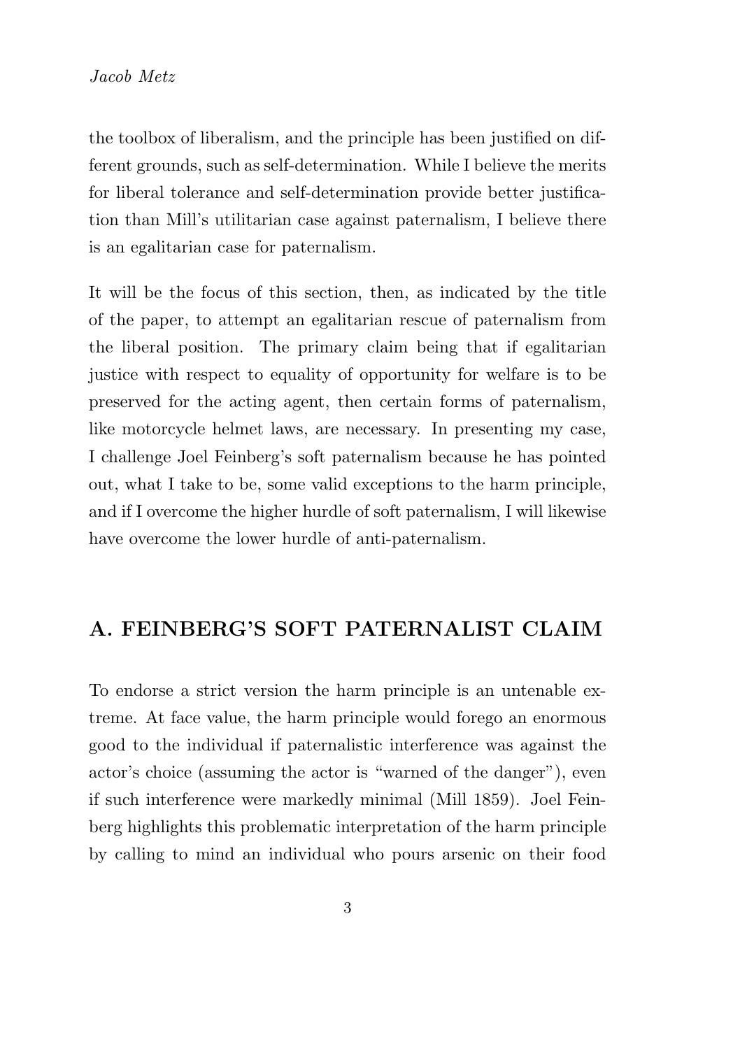the toolbox of liberalism, and the principle has been justified on different grounds, such as self-determination. While I believe the merits for liberal tolerance and self-determination provide better justification than Mill's utilitarian case against paternalism, I believe there is an egalitarian case for paternalism.

It will be the focus of this section, then, as indicated by the title of the paper, to attempt an egalitarian rescue of paternalism from the liberal position. The primary claim being that if egalitarian justice with respect to equality of opportunity for welfare is to be preserved for the acting agent, then certain forms of paternalism, like motorcycle helmet laws, are necessary. In presenting my case, I challenge Joel Feinberg's soft paternalism because he has pointed out, what I take to be, some valid exceptions to the harm principle, and if I overcome the higher hurdle of soft paternalism, I will likewise have overcome the lower hurdle of anti-paternalism.

## A. FEINBERG'S SOFT PATERNALIST CLAIM

To endorse a strict version the harm principle is an untenable extreme. At face value, the harm principle would forego an enormous good to the individual if paternalistic interference was against the actor's choice (assuming the actor is "warned of the danger"), even if such interference were markedly minimal (Mill 1859). Joel Feinberg highlights this problematic interpretation of the harm principle by calling to mind an individual who pours arsenic on their food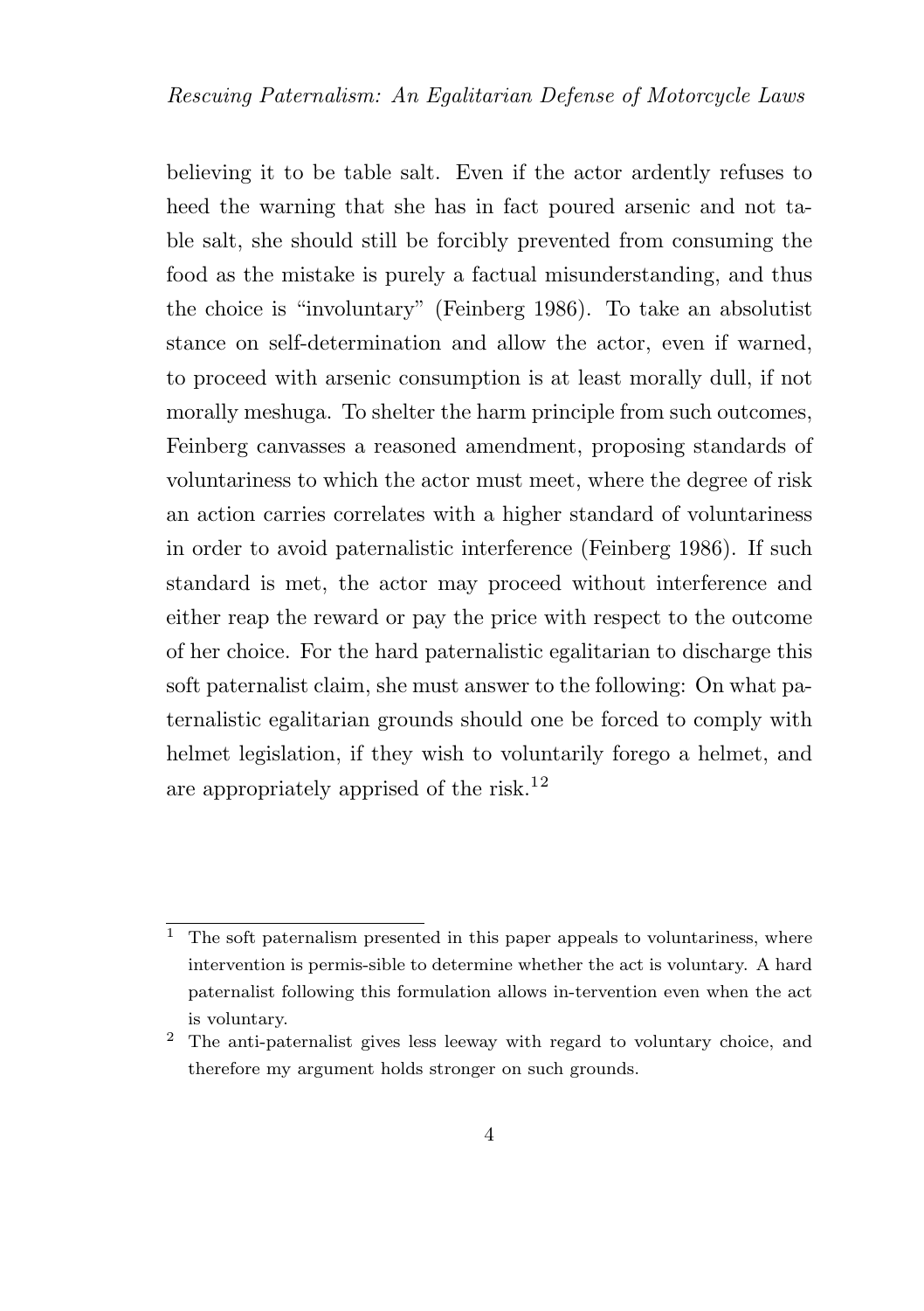believing it to be table salt. Even if the actor ardently refuses to heed the warning that she has in fact poured arsenic and not table salt, she should still be forcibly prevented from consuming the food as the mistake is purely a factual misunderstanding, and thus the choice is "involuntary" (Feinberg 1986). To take an absolutist stance on self-determination and allow the actor, even if warned, to proceed with arsenic consumption is at least morally dull, if not morally meshuga. To shelter the harm principle from such outcomes, Feinberg canvasses a reasoned amendment, proposing standards of voluntariness to which the actor must meet, where the degree of risk an action carries correlates with a higher standard of voluntariness in order to avoid paternalistic interference (Feinberg 1986). If such standard is met, the actor may proceed without interference and either reap the reward or pay the price with respect to the outcome of her choice. For the hard paternalistic egalitarian to discharge this soft paternalist claim, she must answer to the following: On what paternalistic egalitarian grounds should one be forced to comply with helmet legislation, if they wish to voluntarily forego a helmet, and are appropriately apprised of the risk.[1,2]

---

[1] The soft paternalism presented in this paper appeals to voluntariness, where intervention is permis-sible to determine whether the act is voluntary. A hard paternalist following this formulation allows in-tervention even when the act is voluntary.

[2] The anti-paternalist gives less leeway with regard to voluntary choice, and therefore my argument holds stronger on such grounds.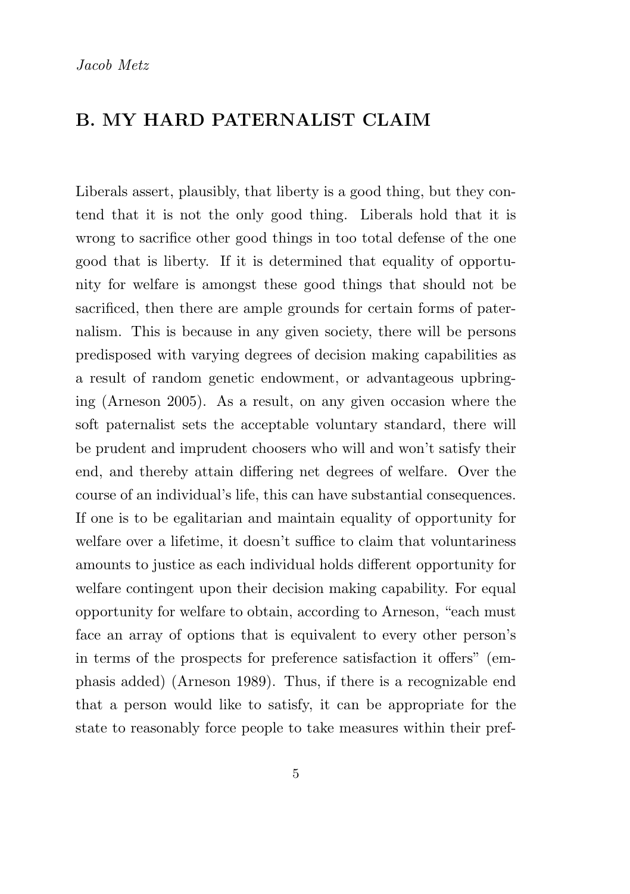## B. MY HARD PATERNALIST CLAIM

Liberals assert, plausibly, that liberty is a good thing, but they contend that it is not the only good thing. Liberals hold that it is wrong to sacrifice other good things in too total defense of the one good that is liberty. If it is determined that equality of opportunity for welfare is amongst these good things that should not be sacrificed, then there are ample grounds for certain forms of paternalism. This is because in any given society, there will be persons predisposed with varying degrees of decision making capabilities as a result of random genetic endowment, or advantageous upbringing (Arneson 2005). As a result, on any given occasion where the soft paternalist sets the acceptable voluntary standard, there will be prudent and imprudent choosers who will and won't satisfy their end, and thereby attain differing net degrees of welfare. Over the course of an individual's life, this can have substantial consequences. If one is to be egalitarian and maintain equality of opportunity for welfare over a lifetime, it doesn't suffice to claim that voluntariness amounts to justice as each individual holds different opportunity for welfare contingent upon their decision making capability. For equal opportunity for welfare to obtain, according to Arneson, "each must face an array of options that is equivalent to every other person's in terms of the prospects for preference satisfaction it offers" (emphasis added) (Arneson 1989). Thus, if there is a recognizable end that a person would like to satisfy, it can be appropriate for the state to reasonably force people to take measures within their pref-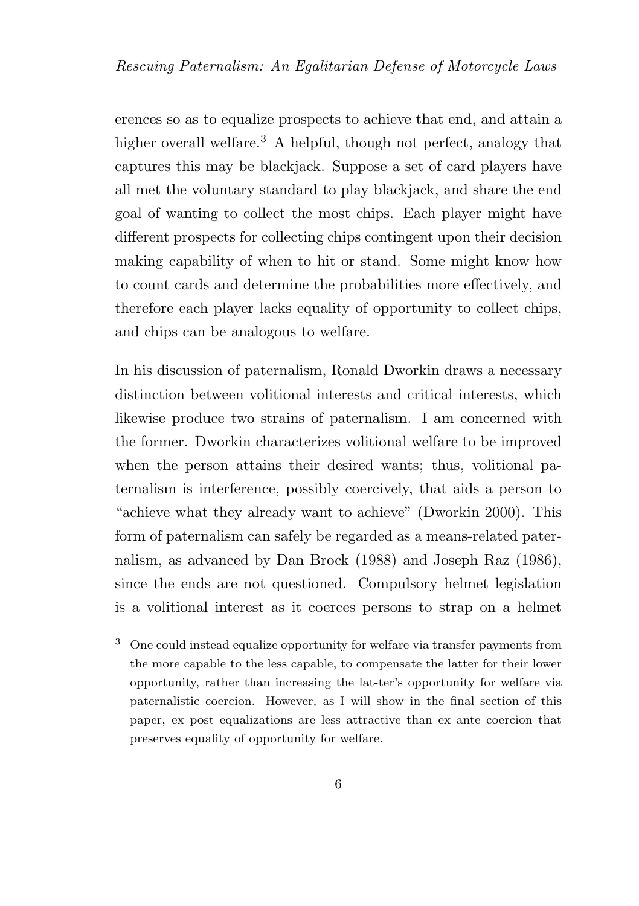erences so as to equalize prospects to achieve that end, and attain a higher overall welfare.[3] A helpful, though not perfect, analogy that captures this may be blackjack. Suppose a set of card players have all met the voluntary standard to play blackjack, and share the end goal of wanting to collect the most chips. Each player might have different prospects for collecting chips contingent upon their decision making capability of when to hit or stand. Some might know how to count cards and determine the probabilities more effectively, and therefore each player lacks equality of opportunity to collect chips, and chips can be analogous to welfare.

In his discussion of paternalism, Ronald Dworkin draws a necessary distinction between volitional interests and critical interests, which likewise produce two strains of paternalism. I am concerned with the former. Dworkin characterizes volitional welfare to be improved when the person attains their desired wants; thus, volitional paternalism is interference, possibly coercively, that aids a person to "achieve what they already want to achieve" (Dworkin 2000). This form of paternalism can safely be regarded as a means-related paternalism, as advanced by Dan Brock (1988) and Joseph Raz (1986), since the ends are not questioned. Compulsory helmet legislation is a volitional interest as it coerces persons to strap on a helmet

[3] One could instead equalize opportunity for welfare via transfer payments from the more capable to the less capable, to compensate the latter for their lower opportunity, rather than increasing the lat-ter's opportunity for welfare via paternalistic coercion. However, as I will show in the final section of this paper, ex post equalizations are less attractive than ex ante coercion that preserves equality of opportunity for welfare.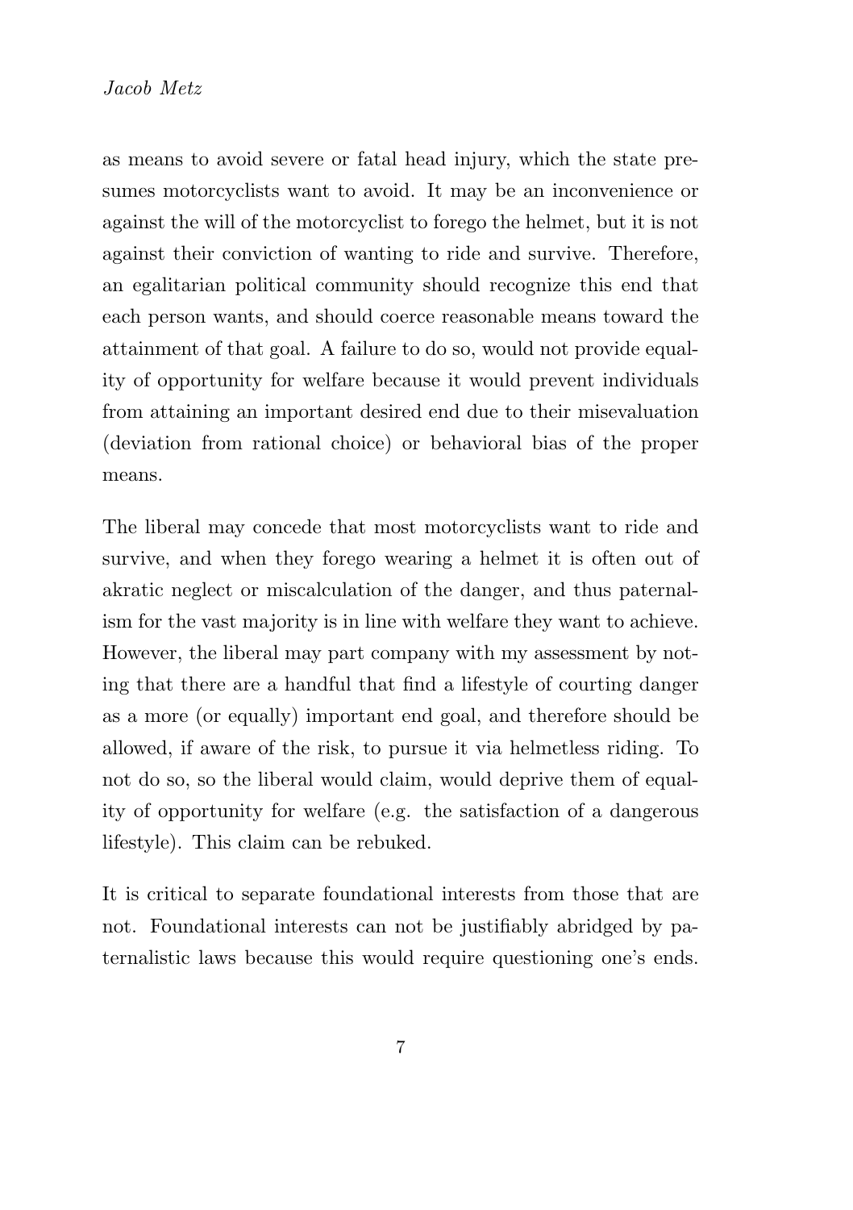as means to avoid severe or fatal head injury, which the state presumes motorcyclists want to avoid. It may be an inconvenience or against the will of the motorcyclist to forego the helmet, but it is not against their conviction of wanting to ride and survive. Therefore, an egalitarian political community should recognize this end that each person wants, and should coerce reasonable means toward the attainment of that goal. A failure to do so, would not provide equality of opportunity for welfare because it would prevent individuals from attaining an important desired end due to their misevaluation (deviation from rational choice) or behavioral bias of the proper means.

The liberal may concede that most motorcyclists want to ride and survive, and when they forego wearing a helmet it is often out of akratic neglect or miscalculation of the danger, and thus paternalism for the vast majority is in line with welfare they want to achieve. However, the liberal may part company with my assessment by noting that there are a handful that find a lifestyle of courting danger as a more (or equally) important end goal, and therefore should be allowed, if aware of the risk, to pursue it via helmetless riding. To not do so, so the liberal would claim, would deprive them of equality of opportunity for welfare (e.g. the satisfaction of a dangerous lifestyle). This claim can be rebuked.

It is critical to separate foundational interests from those that are not. Foundational interests can not be justifiably abridged by paternalistic laws because this would require questioning one's ends.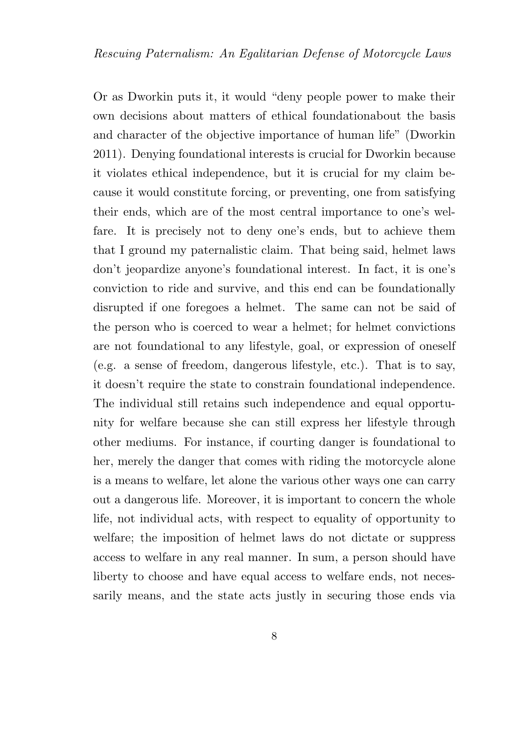Or as Dworkin puts it, it would "deny people power to make their own decisions about matters of ethical foundationabout the basis and character of the objective importance of human life" (Dworkin 2011). Denying foundational interests is crucial for Dworkin because it violates ethical independence, but it is crucial for my claim because it would constitute forcing, or preventing, one from satisfying their ends, which are of the most central importance to one's welfare. It is precisely not to deny one's ends, but to achieve them that I ground my paternalistic claim. That being said, helmet laws don't jeopardize anyone's foundational interest. In fact, it is one's conviction to ride and survive, and this end can be foundationally disrupted if one foregoes a helmet. The same can not be said of the person who is coerced to wear a helmet; for helmet convictions are not foundational to any lifestyle, goal, or expression of oneself (e.g. a sense of freedom, dangerous lifestyle, etc.). That is to say, it doesn't require the state to constrain foundational independence. The individual still retains such independence and equal opportunity for welfare because she can still express her lifestyle through other mediums. For instance, if courting danger is foundational to her, merely the danger that comes with riding the motorcycle alone is a means to welfare, let alone the various other ways one can carry out a dangerous life. Moreover, it is important to concern the whole life, not individual acts, with respect to equality of opportunity to welfare; the imposition of helmet laws do not dictate or suppress access to welfare in any real manner. In sum, a person should have liberty to choose and have equal access to welfare ends, not necessarily means, and the state acts justly in securing those ends via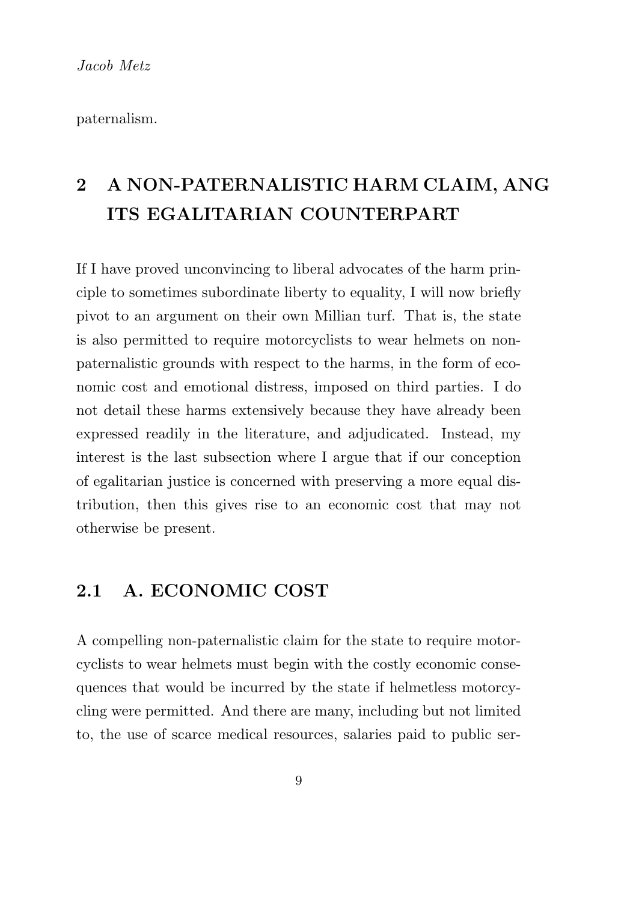paternalism.

## 2 A NON-PATERNALISTIC HARM CLAIM, ANG ITS EGALITARIAN COUNTERPART

If I have proved unconvincing to liberal advocates of the harm principle to sometimes subordinate liberty to equality, I will now briefly pivot to an argument on their own Millian turf. That is, the state is also permitted to require motorcyclists to wear helmets on non-paternalistic grounds with respect to the harms, in the form of economic cost and emotional distress, imposed on third parties. I do not detail these harms extensively because they have already been expressed readily in the literature, and adjudicated. Instead, my interest is the last subsection where I argue that if our conception of egalitarian justice is concerned with preserving a more equal distribution, then this gives rise to an economic cost that may not otherwise be present.

### 2.1 A. ECONOMIC COST

A compelling non-paternalistic claim for the state to require motorcyclists to wear helmets must begin with the costly economic consequences that would be incurred by the state if helmetless motorcycling were permitted. And there are many, including but not limited to, the use of scarce medical resources, salaries paid to public ser-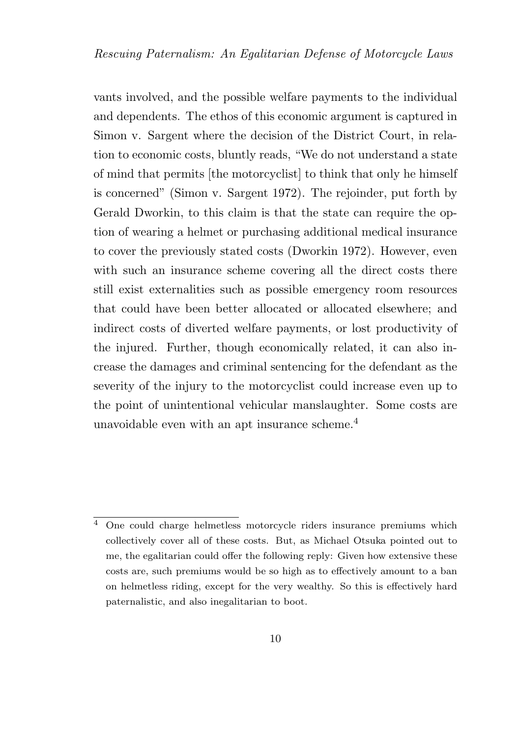vants involved, and the possible welfare payments to the individual and dependents. The ethos of this economic argument is captured in Simon v. Sargent where the decision of the District Court, in relation to economic costs, bluntly reads, "We do not understand a state of mind that permits [the motorcyclist] to think that only he himself is concerned" (Simon v. Sargent 1972). The rejoinder, put forth by Gerald Dworkin, to this claim is that the state can require the option of wearing a helmet or purchasing additional medical insurance to cover the previously stated costs (Dworkin 1972). However, even with such an insurance scheme covering all the direct costs there still exist externalities such as possible emergency room resources that could have been better allocated or allocated elsewhere; and indirect costs of diverted welfare payments, or lost productivity of the injured. Further, though economically related, it can also increase the damages and criminal sentencing for the defendant as the severity of the injury to the motorcyclist could increase even up to the point of unintentional vehicular manslaughter. Some costs are unavoidable even with an apt insurance scheme.[4]

[4] One could charge helmetless motorcycle riders insurance premiums which collectively cover all of these costs. But, as Michael Otsuka pointed out to me, the egalitarian could offer the following reply: Given how extensive these costs are, such premiums would be so high as to effectively amount to a ban on helmetless riding, except for the very wealthy. So this is effectively hard paternalistic, and also inegalitarian to boot.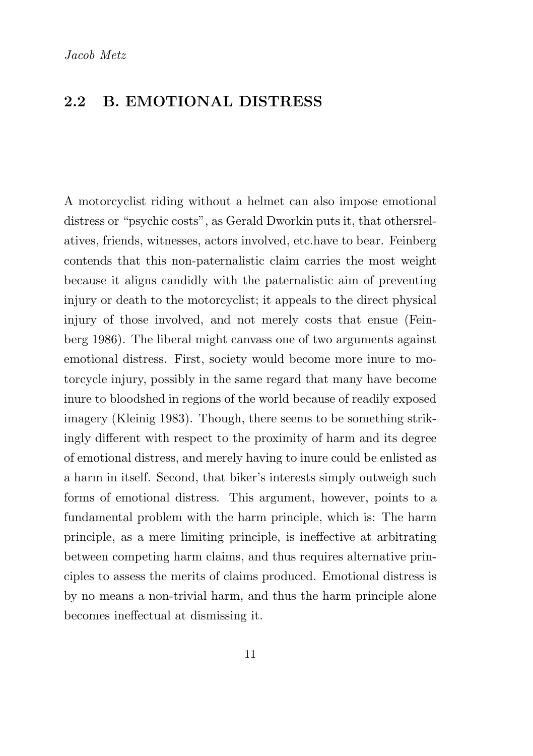## 2.2 B. EMOTIONAL DISTRESS

A motorcyclist riding without a helmet can also impose emotional distress or "psychic costs", as Gerald Dworkin puts it, that othersrelatives, friends, witnesses, actors involved, etc.have to bear. Feinberg contends that this non-paternalistic claim carries the most weight because it aligns candidly with the paternalistic aim of preventing injury or death to the motorcyclist; it appeals to the direct physical injury of those involved, and not merely costs that ensue (Feinberg 1986). The liberal might canvass one of two arguments against emotional distress. First, society would become more inure to motorcycle injury, possibly in the same regard that many have become inure to bloodshed in regions of the world because of readily exposed imagery (Kleinig 1983). Though, there seems to be something strikingly different with respect to the proximity of harm and its degree of emotional distress, and merely having to inure could be enlisted as a harm in itself. Second, that biker's interests simply outweigh such forms of emotional distress. This argument, however, points to a fundamental problem with the harm principle, which is: The harm principle, as a mere limiting principle, is ineffective at arbitrating between competing harm claims, and thus requires alternative principles to assess the merits of claims produced. Emotional distress is by no means a non-trivial harm, and thus the harm principle alone becomes ineffectual at dismissing it.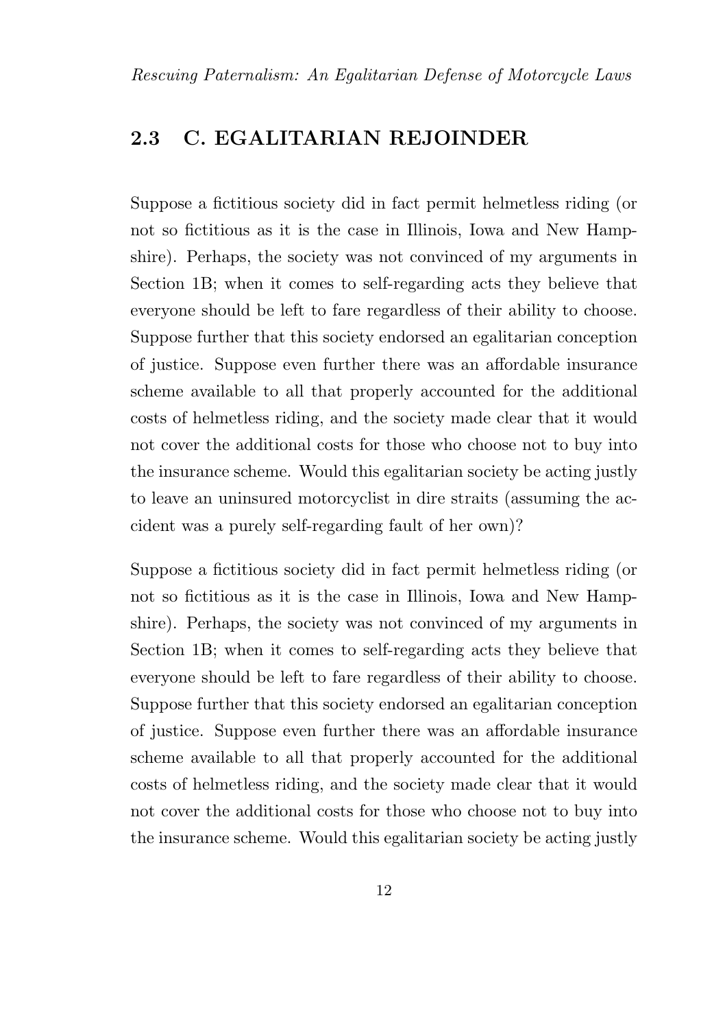## 2.3 C. EGALITARIAN REJOINDER

Suppose a fictitious society did in fact permit helmetless riding (or not so fictitious as it is the case in Illinois, Iowa and New Hampshire). Perhaps, the society was not convinced of my arguments in Section 1B; when it comes to self-regarding acts they believe that everyone should be left to fare regardless of their ability to choose. Suppose further that this society endorsed an egalitarian conception of justice. Suppose even further there was an affordable insurance scheme available to all that properly accounted for the additional costs of helmetless riding, and the society made clear that it would not cover the additional costs for those who choose not to buy into the insurance scheme. Would this egalitarian society be acting justly to leave an uninsured motorcyclist in dire straits (assuming the accident was a purely self-regarding fault of her own)?

Suppose a fictitious society did in fact permit helmetless riding (or not so fictitious as it is the case in Illinois, Iowa and New Hampshire). Perhaps, the society was not convinced of my arguments in Section 1B; when it comes to self-regarding acts they believe that everyone should be left to fare regardless of their ability to choose. Suppose further that this society endorsed an egalitarian conception of justice. Suppose even further there was an affordable insurance scheme available to all that properly accounted for the additional costs of helmetless riding, and the society made clear that it would not cover the additional costs for those who choose not to buy into the insurance scheme. Would this egalitarian society be acting justly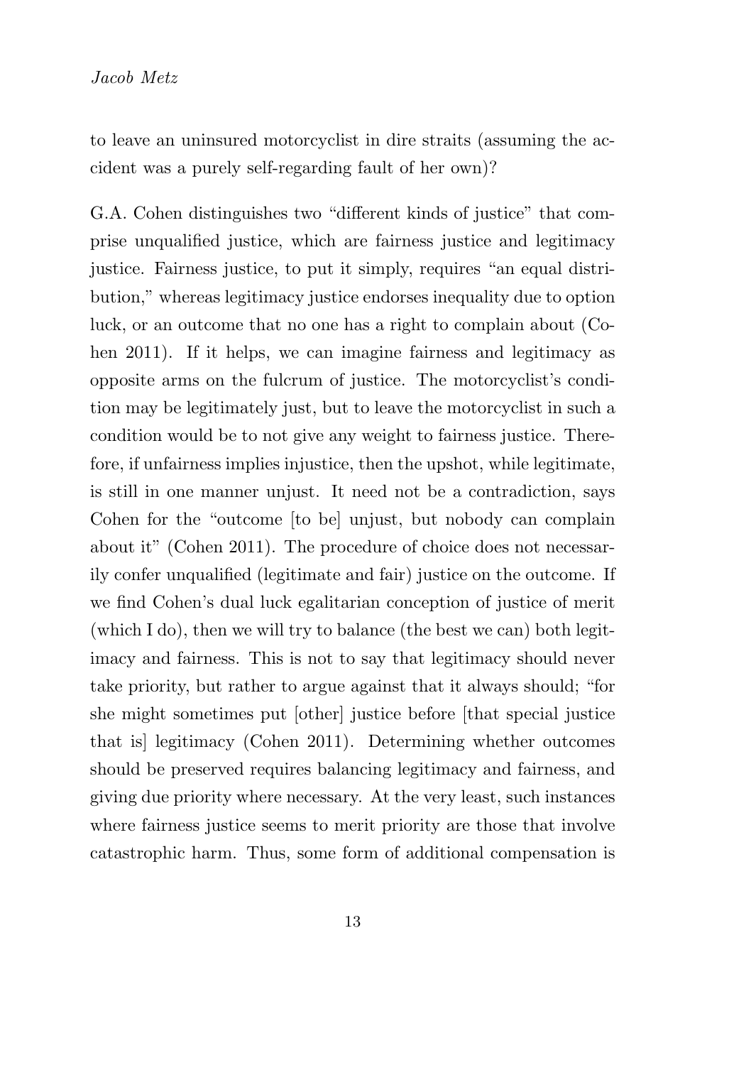to leave an uninsured motorcyclist in dire straits (assuming the accident was a purely self-regarding fault of her own)?

G.A. Cohen distinguishes two "different kinds of justice" that comprise unqualified justice, which are fairness justice and legitimacy justice. Fairness justice, to put it simply, requires "an equal distribution," whereas legitimacy justice endorses inequality due to option luck, or an outcome that no one has a right to complain about (Cohen 2011). If it helps, we can imagine fairness and legitimacy as opposite arms on the fulcrum of justice. The motorcyclist's condition may be legitimately just, but to leave the motorcyclist in such a condition would be to not give any weight to fairness justice. Therefore, if unfairness implies injustice, then the upshot, while legitimate, is still in one manner unjust. It need not be a contradiction, says Cohen for the "outcome [to be] unjust, but nobody can complain about it" (Cohen 2011). The procedure of choice does not necessarily confer unqualified (legitimate and fair) justice on the outcome. If we find Cohen's dual luck egalitarian conception of justice of merit (which I do), then we will try to balance (the best we can) both legitimacy and fairness. This is not to say that legitimacy should never take priority, but rather to argue against that it always should; "for she might sometimes put [other] justice before [that special justice that is] legitimacy (Cohen 2011). Determining whether outcomes should be preserved requires balancing legitimacy and fairness, and giving due priority where necessary. At the very least, such instances where fairness justice seems to merit priority are those that involve catastrophic harm. Thus, some form of additional compensation is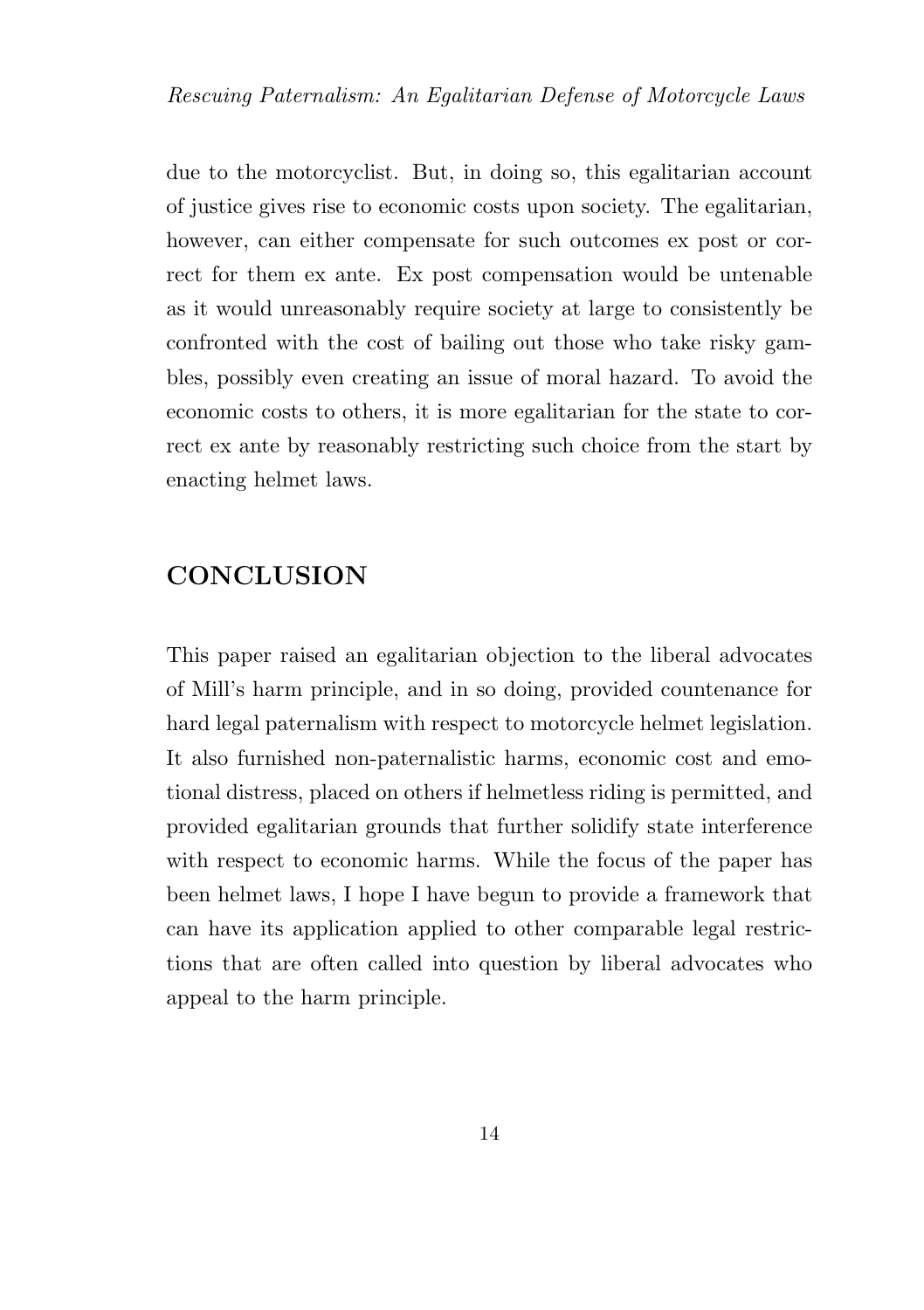due to the motorcyclist. But, in doing so, this egalitarian account of justice gives rise to economic costs upon society. The egalitarian, however, can either compensate for such outcomes ex post or correct for them ex ante. Ex post compensation would be untenable as it would unreasonably require society at large to consistently be confronted with the cost of bailing out those who take risky gambles, possibly even creating an issue of moral hazard. To avoid the economic costs to others, it is more egalitarian for the state to correct ex ante by reasonably restricting such choice from the start by enacting helmet laws.

## CONCLUSION

This paper raised an egalitarian objection to the liberal advocates of Mill's harm principle, and in so doing, provided countenance for hard legal paternalism with respect to motorcycle helmet legislation. It also furnished non-paternalistic harms, economic cost and emotional distress, placed on others if helmetless riding is permitted, and provided egalitarian grounds that further solidify state interference with respect to economic harms. While the focus of the paper has been helmet laws, I hope I have begun to provide a framework that can have its application applied to other comparable legal restrictions that are often called into question by liberal advocates who appeal to the harm principle.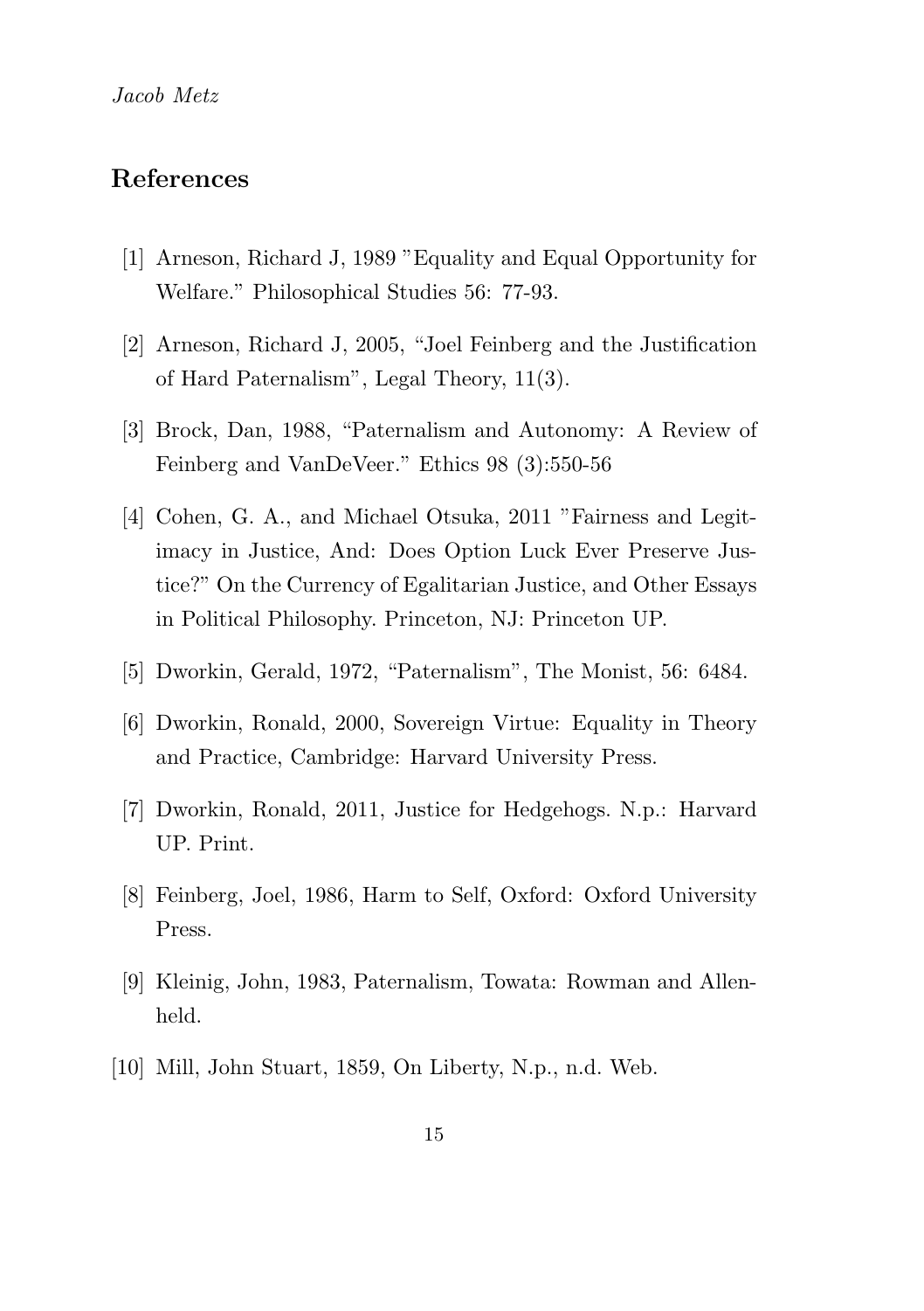## References

[1] Arneson, Richard J, 1989 "Equality and Equal Opportunity for Welfare." Philosophical Studies 56: 77-93.

[2] Arneson, Richard J, 2005, "Joel Feinberg and the Justification of Hard Paternalism", Legal Theory, 11(3).

[3] Brock, Dan, 1988, "Paternalism and Autonomy: A Review of Feinberg and VanDeVeer." Ethics 98 (3):550-56

[4] Cohen, G. A., and Michael Otsuka, 2011 "Fairness and Legitimacy in Justice, And: Does Option Luck Ever Preserve Justice?" On the Currency of Egalitarian Justice, and Other Essays in Political Philosophy. Princeton, NJ: Princeton UP.

[5] Dworkin, Gerald, 1972, "Paternalism", The Monist, 56: 6484.

[6] Dworkin, Ronald, 2000, Sovereign Virtue: Equality in Theory and Practice, Cambridge: Harvard University Press.

[7] Dworkin, Ronald, 2011, Justice for Hedgehogs. N.p.: Harvard UP. Print.

[8] Feinberg, Joel, 1986, Harm to Self, Oxford: Oxford University Press.

[9] Kleinig, John, 1983, Paternalism, Towata: Rowman and Allenheld.

[10] Mill, John Stuart, 1859, On Liberty, N.p., n.d. Web.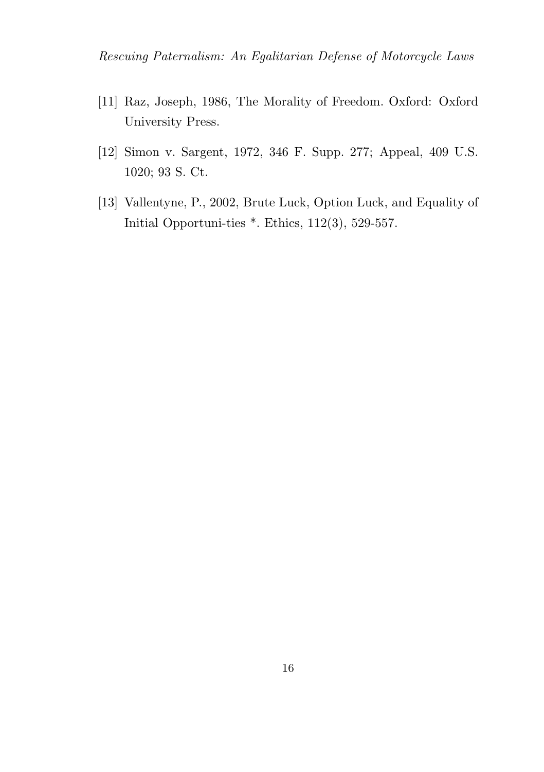[11] Raz, Joseph, 1986, The Morality of Freedom. Oxford: Oxford University Press.

[12] Simon v. Sargent, 1972, 346 F. Supp. 277; Appeal, 409 U.S. 1020; 93 S. Ct.

[13] Vallentyne, P., 2002, Brute Luck, Option Luck, and Equality of Initial Opportuni-ties *. Ethics, 112(3), 529-557.